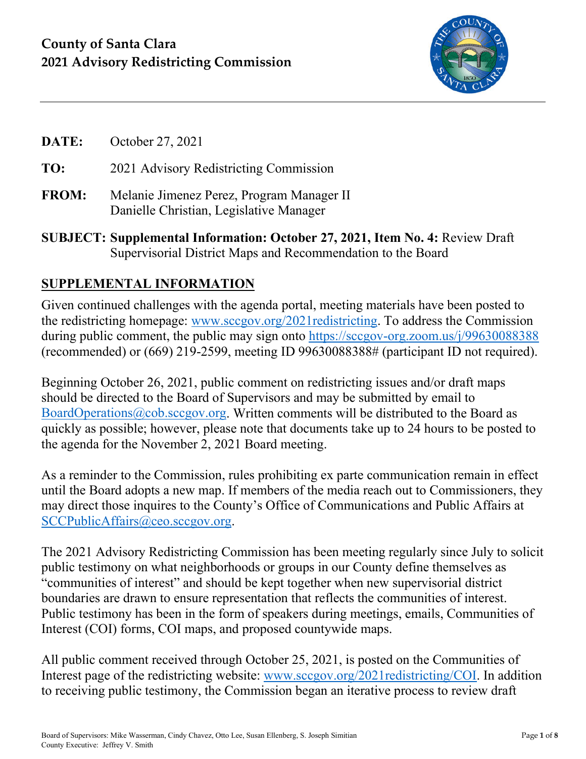# County of Santa Clara
## 2021 Advisory Redistricting Commission

**DATE:** October 27, 2021

**TO:** 2021 Advisory Redistricting Commission

**FROM:** Melanie Jimenez Perez, Program Manager II
Danielle Christian, Legislative Manager

**SUBJECT: Supplemental Information: October 27, 2021, Item No. 4:** Review Draft Supervisorial District Maps and Recommendation to the Board

## SUPPLEMENTAL INFORMATION

Given continued challenges with the agenda portal, meeting materials have been posted to the redistricting homepage: www.sccgov.org/2021redistricting. To address the Commission during public comment, the public may sign onto https://sccgov-org.zoom.us/j/99630088388 (recommended) or (669) 219-2599, meeting ID 99630088388# (participant ID not required).

Beginning October 26, 2021, public comment on redistricting issues and/or draft maps should be directed to the Board of Supervisors and may be submitted by email to BoardOperations@cob.sccgov.org. Written comments will be distributed to the Board as quickly as possible; however, please note that documents take up to 24 hours to be posted to the agenda for the November 2, 2021 Board meeting.

As a reminder to the Commission, rules prohibiting ex parte communication remain in effect until the Board adopts a new map. If members of the media reach out to Commissioners, they may direct those inquires to the County's Office of Communications and Public Affairs at SCCPublicAffairs@ceo.sccgov.org.

The 2021 Advisory Redistricting Commission has been meeting regularly since July to solicit public testimony on what neighborhoods or groups in our County define themselves as "communities of interest" and should be kept together when new supervisorial district boundaries are drawn to ensure representation that reflects the communities of interest. Public testimony has been in the form of speakers during meetings, emails, Communities of Interest (COI) forms, COI maps, and proposed countywide maps.

All public comment received through October 25, 2021, is posted on the Communities of Interest page of the redistricting website: www.sccgov.org/2021redistricting/COI. In addition to receiving public testimony, the Commission began an iterative process to review draft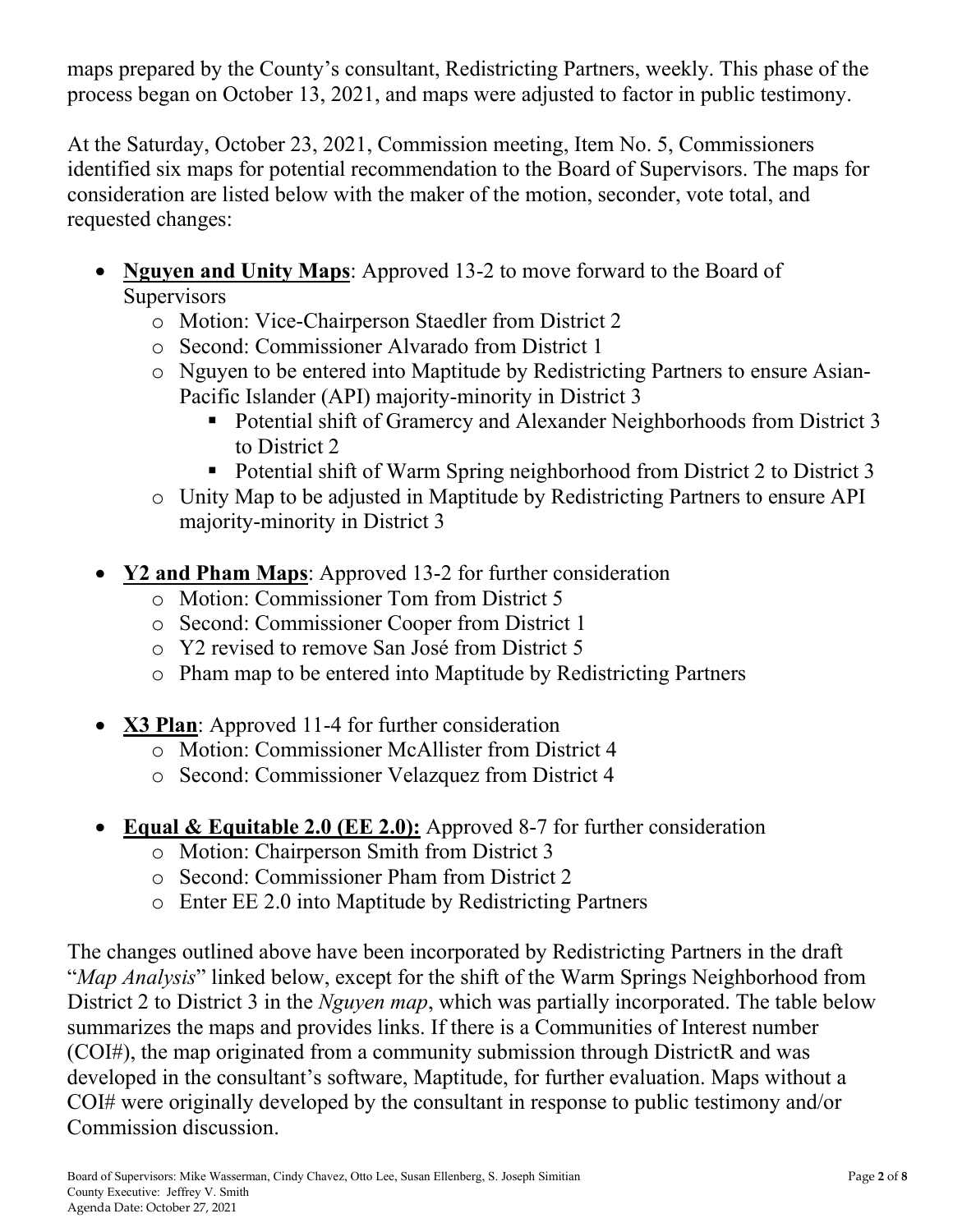maps prepared by the County's consultant, Redistricting Partners, weekly. This phase of the process began on October 13, 2021, and maps were adjusted to factor in public testimony.

At the Saturday, October 23, 2021, Commission meeting, Item No. 5, Commissioners identified six maps for potential recommendation to the Board of Supervisors. The maps for consideration are listed below with the maker of the motion, seconder, vote total, and requested changes:

- **<u>Nguyen and Unity Maps</u>**: Approved 13-2 to move forward to the Board of Supervisors
  - Motion: Vice-Chairperson Staedler from District 2
  - Second: Commissioner Alvarado from District 1
  - Nguyen to be entered into Maptitude by Redistricting Partners to ensure Asian-Pacific Islander (API) majority-minority in District 3
    - Potential shift of Gramercy and Alexander Neighborhoods from District 3 to District 2
    - Potential shift of Warm Spring neighborhood from District 2 to District 3
  - Unity Map to be adjusted in Maptitude by Redistricting Partners to ensure API majority-minority in District 3

- **<u>Y2 and Pham Maps</u>**: Approved 13-2 for further consideration
  - Motion: Commissioner Tom from District 5
  - Second: Commissioner Cooper from District 1
  - Y2 revised to remove San José from District 5
  - Pham map to be entered into Maptitude by Redistricting Partners

- **<u>X3 Plan</u>**: Approved 11-4 for further consideration
  - Motion: Commissioner McAllister from District 4
  - Second: Commissioner Velazquez from District 4

- **<u>Equal & Equitable 2.0 (EE 2.0):</u>** Approved 8-7 for further consideration
  - Motion: Chairperson Smith from District 3
  - Second: Commissioner Pham from District 2
  - Enter EE 2.0 into Maptitude by Redistricting Partners

The changes outlined above have been incorporated by Redistricting Partners in the draft "*Map Analysis*" linked below, except for the shift of the Warm Springs Neighborhood from District 2 to District 3 in the *Nguyen map*, which was partially incorporated. The table below summarizes the maps and provides links. If there is a Communities of Interest number (COI#), the map originated from a community submission through DistrictR and was developed in the consultant's software, Maptitude, for further evaluation. Maps without a COI# were originally developed by the consultant in response to public testimony and/or Commission discussion.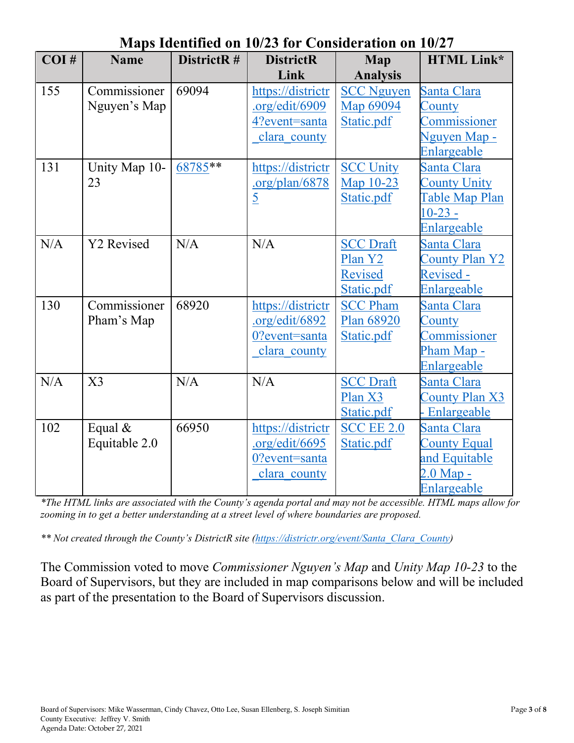## Maps Identified on 10/23 for Consideration on 10/27

| COI # | Name | DistrictR # | DistrictR Link | Map Analysis | HTML Link* |
|---|---|---|---|---|---|
| 155 | Commissioner Nguyen's Map | 69094 | https://districtr.org/edit/69094?event=santa_clara_county | SCC Nguyen Map 69094 Static.pdf | Santa Clara County Commissioner Nguyen Map - Enlargeable |
| 131 | Unity Map 10-23 | 68785** | https://districtr.org/plan/68785 | SCC Unity Map 10-23 Static.pdf | Santa Clara County Unity Table Map Plan 10-23 - Enlargeable |
| N/A | Y2 Revised | N/A | N/A | SCC Draft Plan Y2 Revised Static.pdf | Santa Clara County Plan Y2 Revised - Enlargeable |
| 130 | Commissioner Pham's Map | 68920 | https://districtr.org/edit/68920?event=santa_clara_county | SCC Pham Plan 68920 Static.pdf | Santa Clara County Commissioner Pham Map - Enlargeable |
| N/A | X3 | N/A | N/A | SCC Draft Plan X3 Static.pdf | Santa Clara County Plan X3 - Enlargeable |
| 102 | Equal & Equitable 2.0 | 66950 | https://districtr.org/edit/66950?event=santa_clara_county | SCC EE 2.0 Static.pdf | Santa Clara County Equal and Equitable 2.0 Map - Enlargeable |

*\*The HTML links are associated with the County's agenda portal and may not be accessible. HTML maps allow for zooming in to get a better understanding at a street level of where boundaries are proposed.*

*\*\* Not created through the County's DistrictR site (https://districtr.org/event/Santa_Clara_County)*

The Commission voted to move *Commissioner Nguyen's Map* and *Unity Map 10-23* to the Board of Supervisors, but they are included in map comparisons below and will be included as part of the presentation to the Board of Supervisors discussion.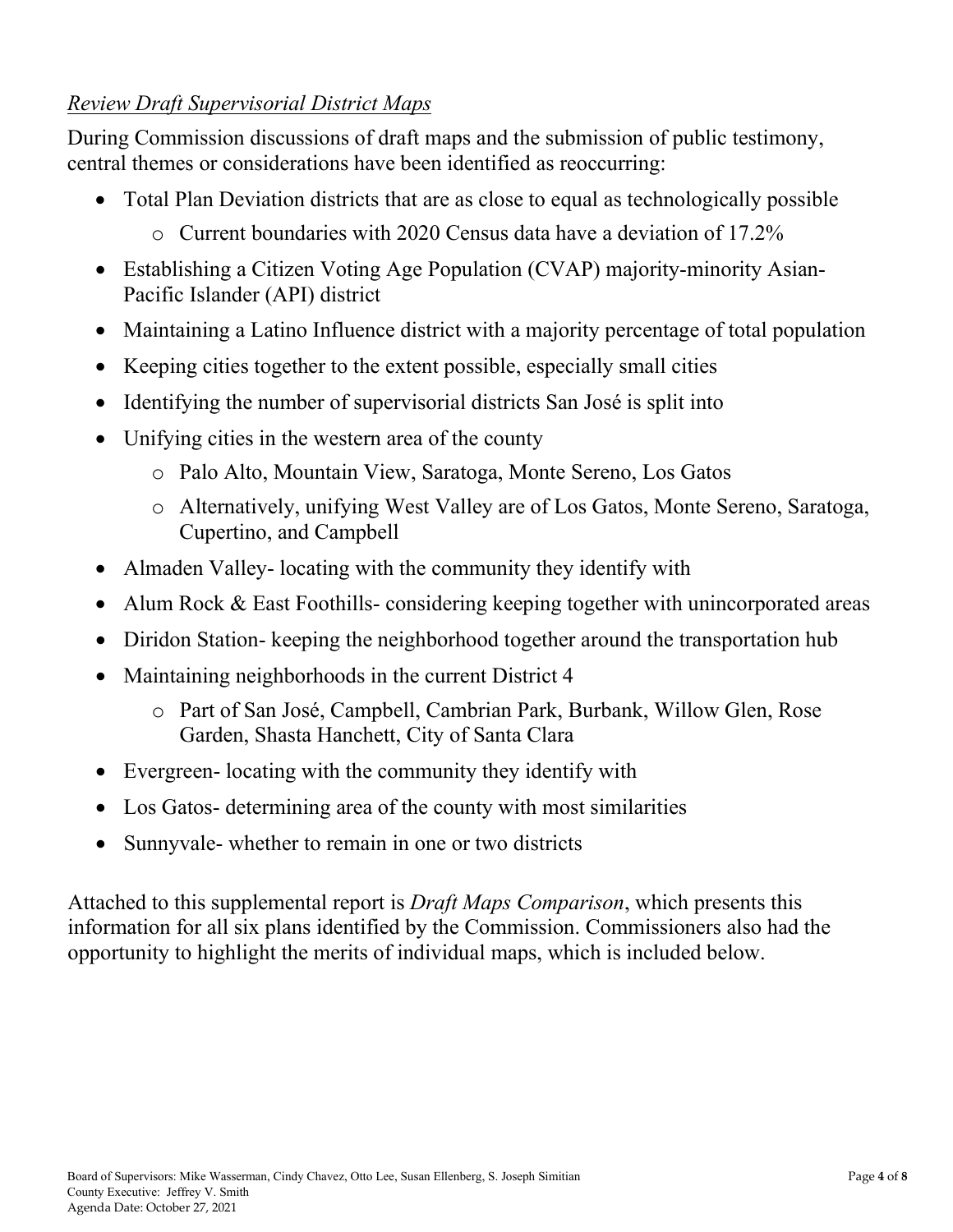*Review Draft Supervisorial District Maps*

During Commission discussions of draft maps and the submission of public testimony, central themes or considerations have been identified as reoccurring:

- Total Plan Deviation districts that are as close to equal as technologically possible
  - Current boundaries with 2020 Census data have a deviation of 17.2%
- Establishing a Citizen Voting Age Population (CVAP) majority-minority Asian-Pacific Islander (API) district
- Maintaining a Latino Influence district with a majority percentage of total population
- Keeping cities together to the extent possible, especially small cities
- Identifying the number of supervisorial districts San José is split into
- Unifying cities in the western area of the county
  - Palo Alto, Mountain View, Saratoga, Monte Sereno, Los Gatos
  - Alternatively, unifying West Valley are of Los Gatos, Monte Sereno, Saratoga, Cupertino, and Campbell
- Almaden Valley- locating with the community they identify with
- Alum Rock & East Foothills- considering keeping together with unincorporated areas
- Diridon Station- keeping the neighborhood together around the transportation hub
- Maintaining neighborhoods in the current District 4
  - Part of San José, Campbell, Cambrian Park, Burbank, Willow Glen, Rose Garden, Shasta Hanchett, City of Santa Clara
- Evergreen- locating with the community they identify with
- Los Gatos- determining area of the county with most similarities
- Sunnyvale- whether to remain in one or two districts

Attached to this supplemental report is *Draft Maps Comparison*, which presents this information for all six plans identified by the Commission. Commissioners also had the opportunity to highlight the merits of individual maps, which is included below.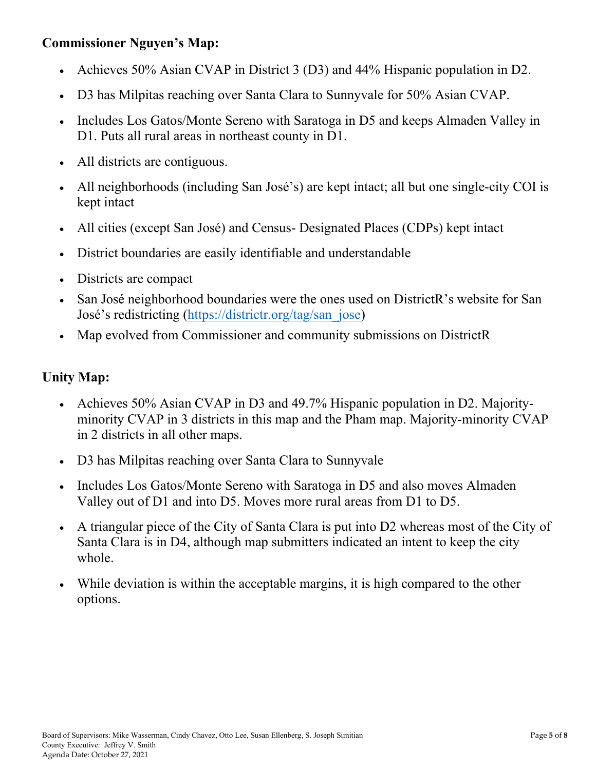**Commissioner Nguyen's Map:**

- Achieves 50% Asian CVAP in District 3 (D3) and 44% Hispanic population in D2.
- D3 has Milpitas reaching over Santa Clara to Sunnyvale for 50% Asian CVAP.
- Includes Los Gatos/Monte Sereno with Saratoga in D5 and keeps Almaden Valley in D1. Puts all rural areas in northeast county in D1.
- All districts are contiguous.
- All neighborhoods (including San José's) are kept intact; all but one single-city COI is kept intact
- All cities (except San José) and Census- Designated Places (CDPs) kept intact
- District boundaries are easily identifiable and understandable
- Districts are compact
- San José neighborhood boundaries were the ones used on DistrictR's website for San José's redistricting (https://districtr.org/tag/san_jose)
- Map evolved from Commissioner and community submissions on DistrictR

**Unity Map:**

- Achieves 50% Asian CVAP in D3 and 49.7% Hispanic population in D2. Majority-minority CVAP in 3 districts in this map and the Pham map. Majority-minority CVAP in 2 districts in all other maps.
- D3 has Milpitas reaching over Santa Clara to Sunnyvale
- Includes Los Gatos/Monte Sereno with Saratoga in D5 and also moves Almaden Valley out of D1 and into D5. Moves more rural areas from D1 to D5.
- A triangular piece of the City of Santa Clara is put into D2 whereas most of the City of Santa Clara is in D4, although map submitters indicated an intent to keep the city whole.
- While deviation is within the acceptable margins, it is high compared to the other options.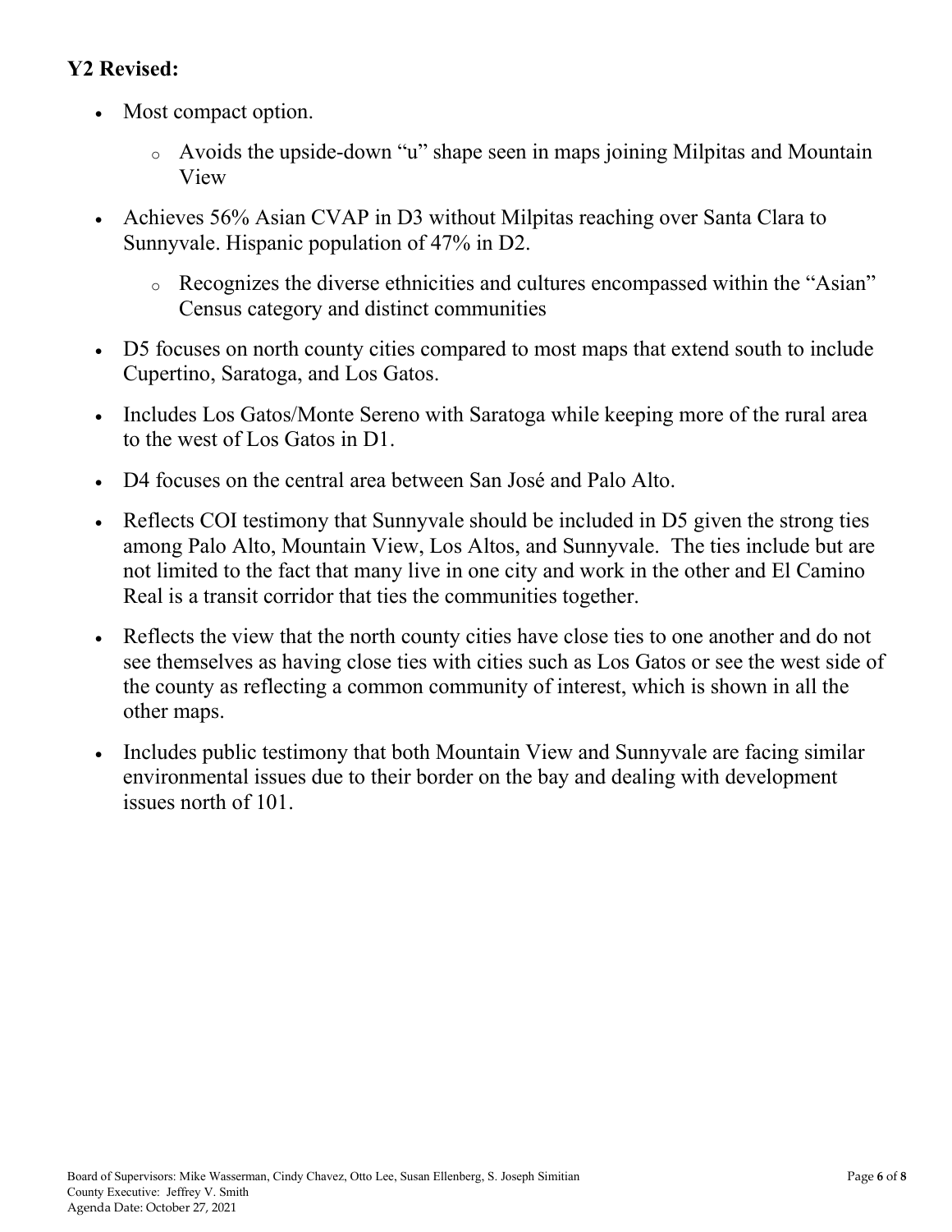**Y2 Revised:**

- Most compact option.
  - Avoids the upside-down "u" shape seen in maps joining Milpitas and Mountain View
- Achieves 56% Asian CVAP in D3 without Milpitas reaching over Santa Clara to Sunnyvale. Hispanic population of 47% in D2.
  - Recognizes the diverse ethnicities and cultures encompassed within the "Asian" Census category and distinct communities
- D5 focuses on north county cities compared to most maps that extend south to include Cupertino, Saratoga, and Los Gatos.
- Includes Los Gatos/Monte Sereno with Saratoga while keeping more of the rural area to the west of Los Gatos in D1.
- D4 focuses on the central area between San José and Palo Alto.
- Reflects COI testimony that Sunnyvale should be included in D5 given the strong ties among Palo Alto, Mountain View, Los Altos, and Sunnyvale. The ties include but are not limited to the fact that many live in one city and work in the other and El Camino Real is a transit corridor that ties the communities together.
- Reflects the view that the north county cities have close ties to one another and do not see themselves as having close ties with cities such as Los Gatos or see the west side of the county as reflecting a common community of interest, which is shown in all the other maps.
- Includes public testimony that both Mountain View and Sunnyvale are facing similar environmental issues due to their border on the bay and dealing with development issues north of 101.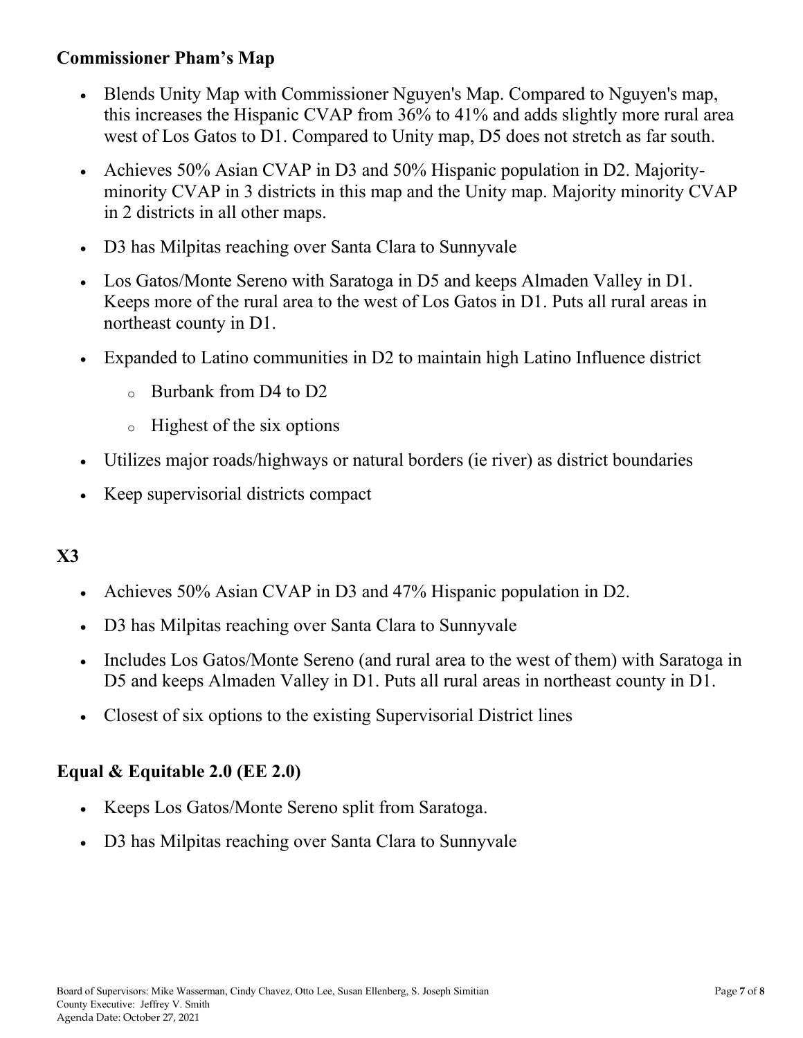### Commissioner Pham's Map

- Blends Unity Map with Commissioner Nguyen's Map. Compared to Nguyen's map, this increases the Hispanic CVAP from 36% to 41% and adds slightly more rural area west of Los Gatos to D1. Compared to Unity map, D5 does not stretch as far south.
- Achieves 50% Asian CVAP in D3 and 50% Hispanic population in D2. Majority-minority CVAP in 3 districts in this map and the Unity map. Majority minority CVAP in 2 districts in all other maps.
- D3 has Milpitas reaching over Santa Clara to Sunnyvale
- Los Gatos/Monte Sereno with Saratoga in D5 and keeps Almaden Valley in D1. Keeps more of the rural area to the west of Los Gatos in D1. Puts all rural areas in northeast county in D1.
- Expanded to Latino communities in D2 to maintain high Latino Influence district
  - Burbank from D4 to D2
  - Highest of the six options
- Utilizes major roads/highways or natural borders (ie river) as district boundaries
- Keep supervisorial districts compact

### X3

- Achieves 50% Asian CVAP in D3 and 47% Hispanic population in D2.
- D3 has Milpitas reaching over Santa Clara to Sunnyvale
- Includes Los Gatos/Monte Sereno (and rural area to the west of them) with Saratoga in D5 and keeps Almaden Valley in D1. Puts all rural areas in northeast county in D1.
- Closest of six options to the existing Supervisorial District lines

### Equal & Equitable 2.0 (EE 2.0)

- Keeps Los Gatos/Monte Sereno split from Saratoga.
- D3 has Milpitas reaching over Santa Clara to Sunnyvale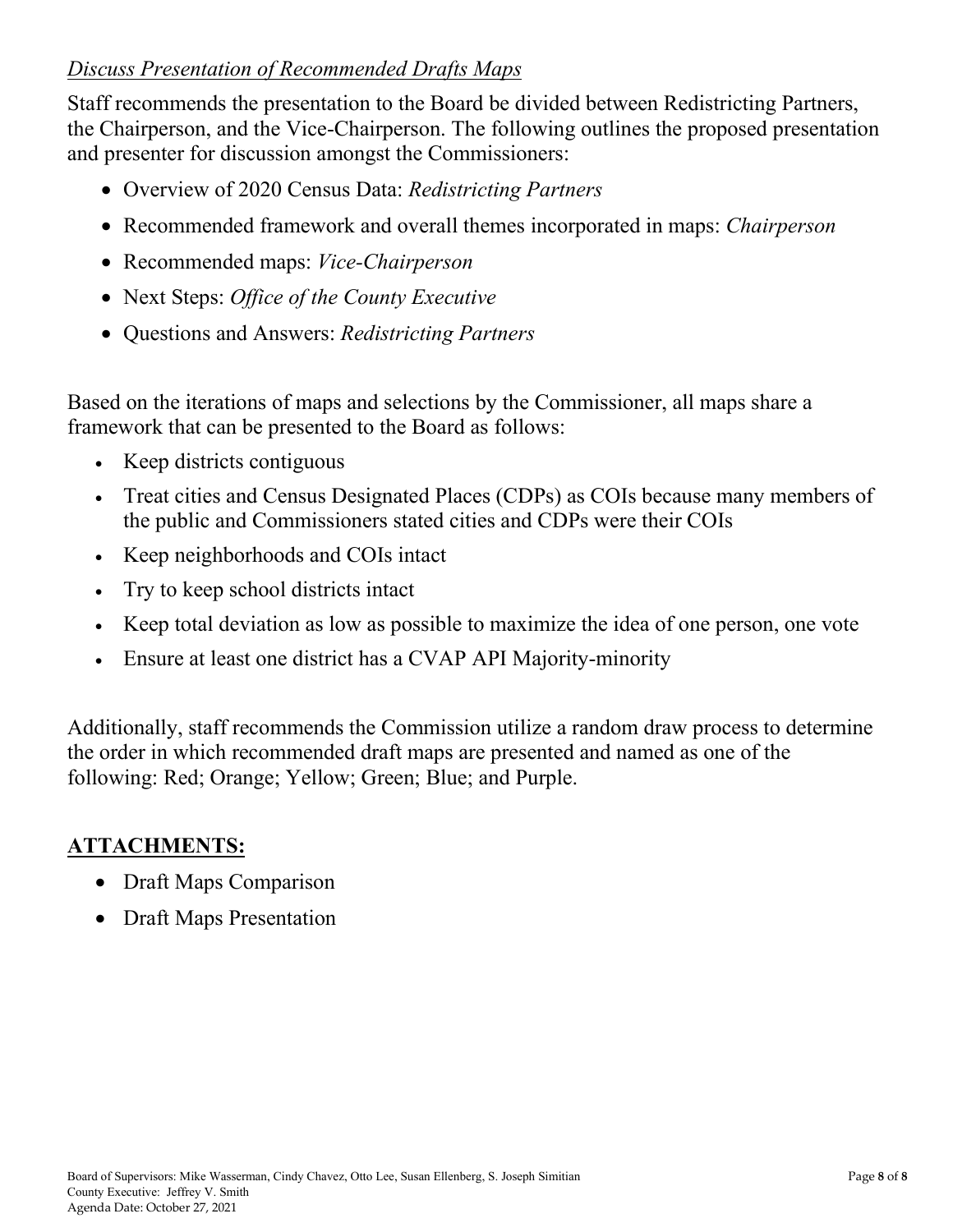*Discuss Presentation of Recommended Drafts Maps*

Staff recommends the presentation to the Board be divided between Redistricting Partners, the Chairperson, and the Vice-Chairperson. The following outlines the proposed presentation and presenter for discussion amongst the Commissioners:

- Overview of 2020 Census Data: *Redistricting Partners*
- Recommended framework and overall themes incorporated in maps: *Chairperson*
- Recommended maps: *Vice-Chairperson*
- Next Steps: *Office of the County Executive*
- Questions and Answers: *Redistricting Partners*

Based on the iterations of maps and selections by the Commissioner, all maps share a framework that can be presented to the Board as follows:

- Keep districts contiguous
- Treat cities and Census Designated Places (CDPs) as COIs because many members of the public and Commissioners stated cities and CDPs were their COIs
- Keep neighborhoods and COIs intact
- Try to keep school districts intact
- Keep total deviation as low as possible to maximize the idea of one person, one vote
- Ensure at least one district has a CVAP API Majority-minority

Additionally, staff recommends the Commission utilize a random draw process to determine the order in which recommended draft maps are presented and named as one of the following: Red; Orange; Yellow; Green; Blue; and Purple.

## ATTACHMENTS:

- Draft Maps Comparison
- Draft Maps Presentation